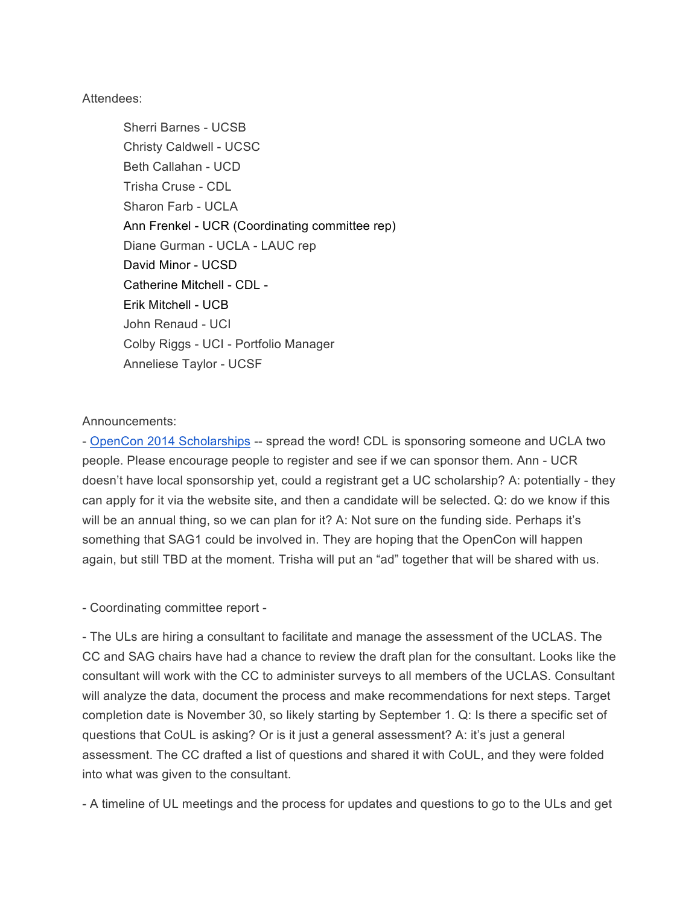Attendees:

Sherri Barnes - UCSB
Christy Caldwell - UCSC
Beth Callahan - UCD
Trisha Cruse - CDL
Sharon Farb - UCLA
Ann Frenkel - UCR (Coordinating committee rep)
Diane Gurman - UCLA - LAUC rep
David Minor - UCSD
Catherine Mitchell - CDL -
Erik Mitchell - UCB
John Renaud - UCI
Colby Riggs - UCI - Portfolio Manager
Anneliese Taylor - UCSF

Announcements:

- [OpenCon 2014 Scholarships](OpenCon 2014 Scholarships) -- spread the word! CDL is sponsoring someone and UCLA two people. Please encourage people to register and see if we can sponsor them. Ann - UCR doesn't have local sponsorship yet, could a registrant get a UC scholarship? A: potentially - they can apply for it via the website site, and then a candidate will be selected. Q: do we know if this will be an annual thing, so we can plan for it? A: Not sure on the funding side. Perhaps it's something that SAG1 could be involved in. They are hoping that the OpenCon will happen again, but still TBD at the moment. Trisha will put an "ad" together that will be shared with us.

- Coordinating committee report -

- The ULs are hiring a consultant to facilitate and manage the assessment of the UCLAS. The CC and SAG chairs have had a chance to review the draft plan for the consultant. Looks like the consultant will work with the CC to administer surveys to all members of the UCLAS. Consultant will analyze the data, document the process and make recommendations for next steps. Target completion date is November 30, so likely starting by September 1. Q: Is there a specific set of questions that CoUL is asking? Or is it just a general assessment? A: it's just a general assessment. The CC drafted a list of questions and shared it with CoUL, and they were folded into what was given to the consultant.

- A timeline of UL meetings and the process for updates and questions to go to the ULs and get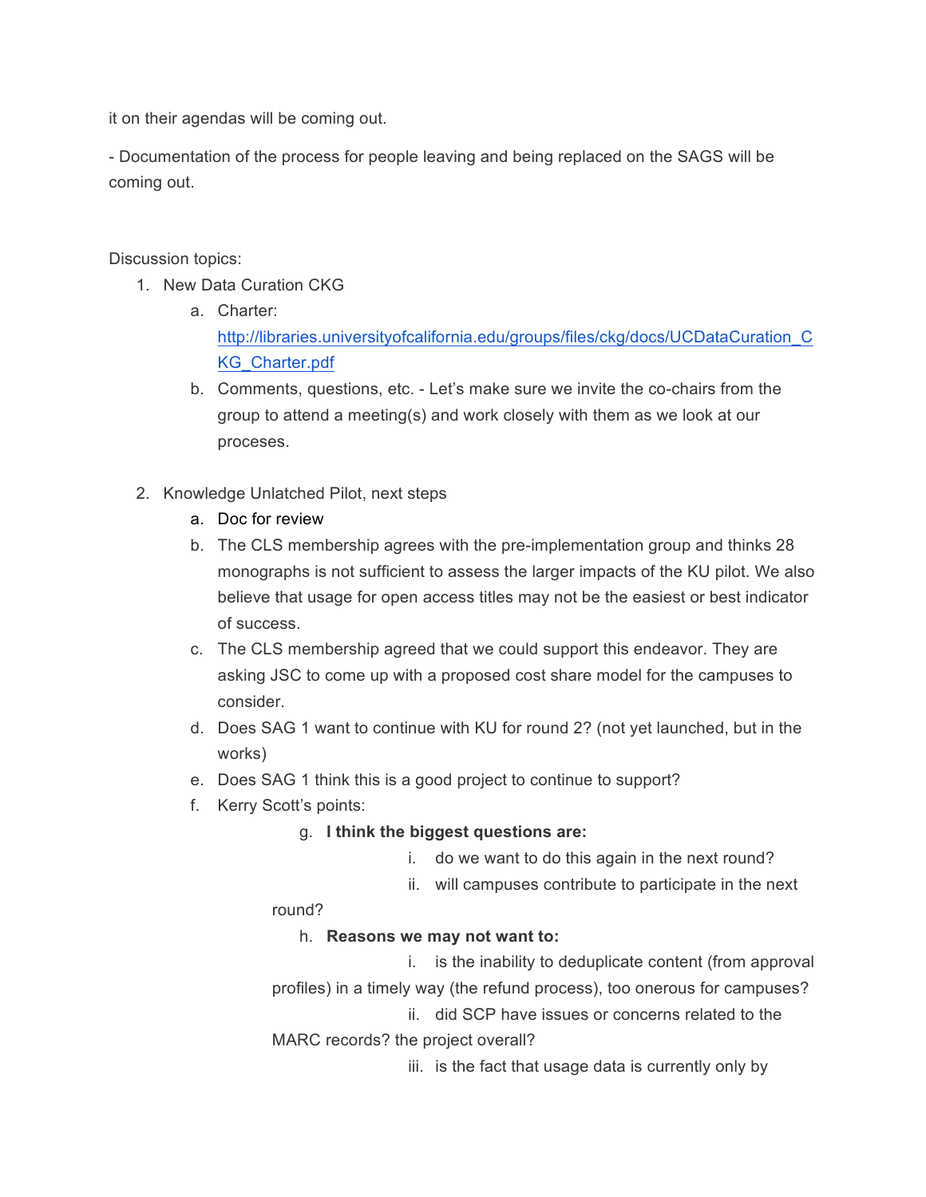it on their agendas will be coming out.

- Documentation of the process for people leaving and being replaced on the SAGS will be coming out.

Discussion topics:

1. New Data Curation CKG
    a. Charter: [http://libraries.universityofcalifornia.edu/groups/files/ckg/docs/UCDataCuration_CKG_Charter.pdf](http://libraries.universityofcalifornia.edu/groups/files/ckg/docs/UCDataCuration_CKG_Charter.pdf)
    b. Comments, questions, etc. - Let's make sure we invite the co-chairs from the group to attend a meeting(s) and work closely with them as we look at our proceses.

2. Knowledge Unlatched Pilot, next steps
    a. Doc for review
    b. The CLS membership agrees with the pre-implementation group and thinks 28 monographs is not sufficient to assess the larger impacts of the KU pilot. We also believe that usage for open access titles may not be the easiest or best indicator of success.
    c. The CLS membership agreed that we could support this endeavor. They are asking JSC to come up with a proposed cost share model for the campuses to consider.
    d. Does SAG 1 want to continue with KU for round 2? (not yet launched, but in the works)
    e. Does SAG 1 think this is a good project to continue to support?
    f. Kerry Scott's points:
    g. **I think the biggest questions are:**
        i. do we want to do this again in the next round?
        ii. will campuses contribute to participate in the next round?
    h. **Reasons we may not want to:**
        i. is the inability to deduplicate content (from approval profiles) in a timely way (the refund process), too onerous for campuses?
        ii. did SCP have issues or concerns related to the MARC records? the project overall?
        iii. is the fact that usage data is currently only by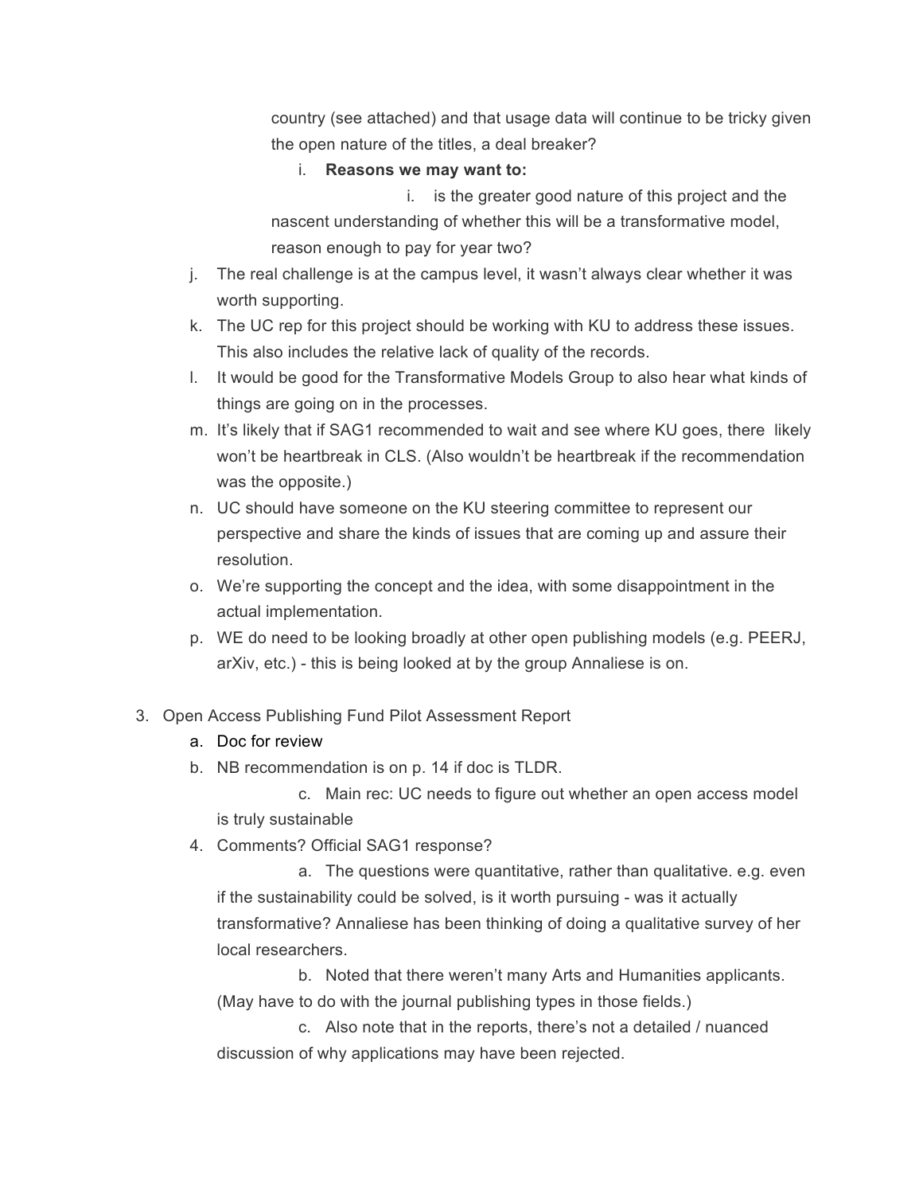country (see attached) and that usage data will continue to be tricky given the open nature of the titles, a deal breaker?

    i. **Reasons we may want to:**

        i. is the greater good nature of this project and the nascent understanding of whether this will be a transformative model, reason enough to pay for year two?

j. The real challenge is at the campus level, it wasn't always clear whether it was worth supporting.

k. The UC rep for this project should be working with KU to address these issues. This also includes the relative lack of quality of the records.

l. It would be good for the Transformative Models Group to also hear what kinds of things are going on in the processes.

m. It's likely that if SAG1 recommended to wait and see where KU goes, there likely won't be heartbreak in CLS. (Also wouldn't be heartbreak if the recommendation was the opposite.)

n. UC should have someone on the KU steering committee to represent our perspective and share the kinds of issues that are coming up and assure their resolution.

o. We're supporting the concept and the idea, with some disappointment in the actual implementation.

p. WE do need to be looking broadly at other open publishing models (e.g. PEERJ, arXiv, etc.) - this is being looked at by the group Annaliese is on.

3. Open Access Publishing Fund Pilot Assessment Report
    a. Doc for review
    b. NB recommendation is on p. 14 if doc is TLDR.
        c. Main rec: UC needs to figure out whether an open access model is truly sustainable
4. Comments? Official SAG1 response?
    a. The questions were quantitative, rather than qualitative. e.g. even if the sustainability could be solved, is it worth pursuing - was it actually transformative? Annaliese has been thinking of doing a qualitative survey of her local researchers.
    b. Noted that there weren't many Arts and Humanities applicants. (May have to do with the journal publishing types in those fields.)
    c. Also note that in the reports, there's not a detailed / nuanced discussion of why applications may have been rejected.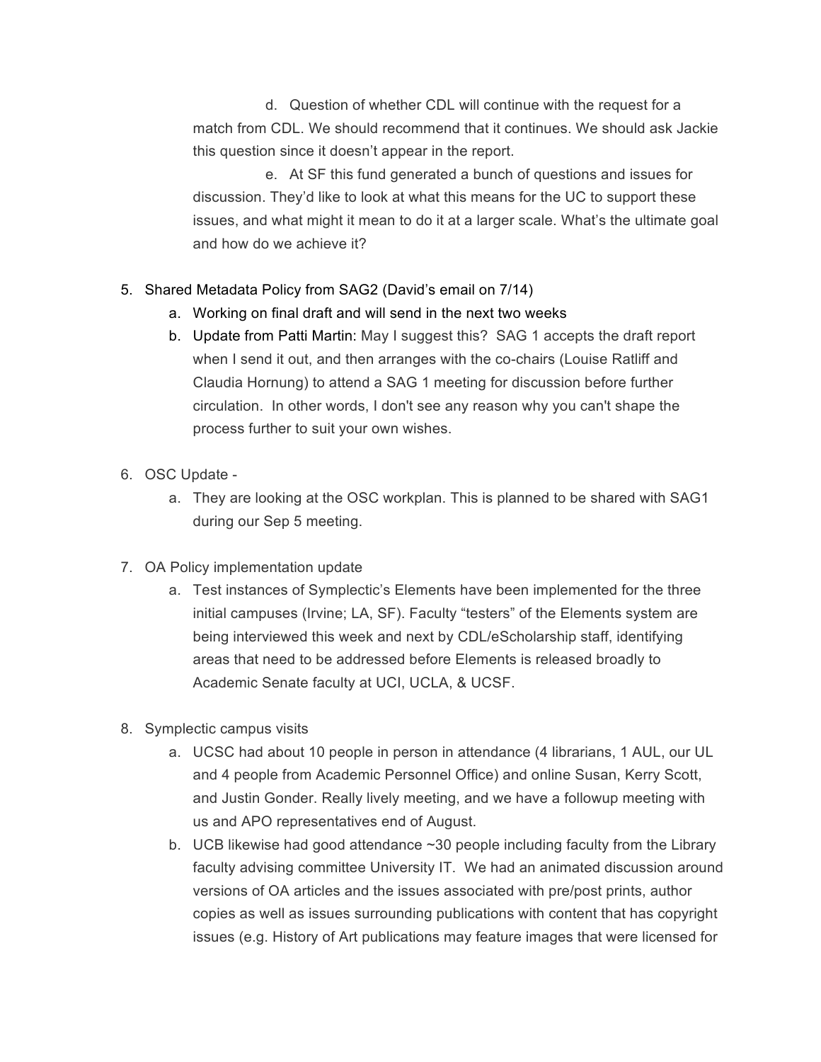d. Question of whether CDL will continue with the request for a match from CDL. We should recommend that it continues. We should ask Jackie this question since it doesn't appear in the report.

e. At SF this fund generated a bunch of questions and issues for discussion. They'd like to look at what this means for the UC to support these issues, and what might it mean to do it at a larger scale. What's the ultimate goal and how do we achieve it?

5. Shared Metadata Policy from SAG2 (David's email on 7/14)
   a. Working on final draft and will send in the next two weeks
   b. Update from Patti Martin: May I suggest this? SAG 1 accepts the draft report when I send it out, and then arranges with the co-chairs (Louise Ratliff and Claudia Hornung) to attend a SAG 1 meeting for discussion before further circulation. In other words, I don't see any reason why you can't shape the process further to suit your own wishes.

6. OSC Update -
   a. They are looking at the OSC workplan. This is planned to be shared with SAG1 during our Sep 5 meeting.

7. OA Policy implementation update
   a. Test instances of Symplectic's Elements have been implemented for the three initial campuses (Irvine; LA, SF). Faculty "testers" of the Elements system are being interviewed this week and next by CDL/eScholarship staff, identifying areas that need to be addressed before Elements is released broadly to Academic Senate faculty at UCI, UCLA, & UCSF.

8. Symplectic campus visits
   a. UCSC had about 10 people in person in attendance (4 librarians, 1 AUL, our UL and 4 people from Academic Personnel Office) and online Susan, Kerry Scott, and Justin Gonder. Really lively meeting, and we have a followup meeting with us and APO representatives end of August.
   b. UCB likewise had good attendance ~30 people including faculty from the Library faculty advising committee University IT. We had an animated discussion around versions of OA articles and the issues associated with pre/post prints, author copies as well as issues surrounding publications with content that has copyright issues (e.g. History of Art publications may feature images that were licensed for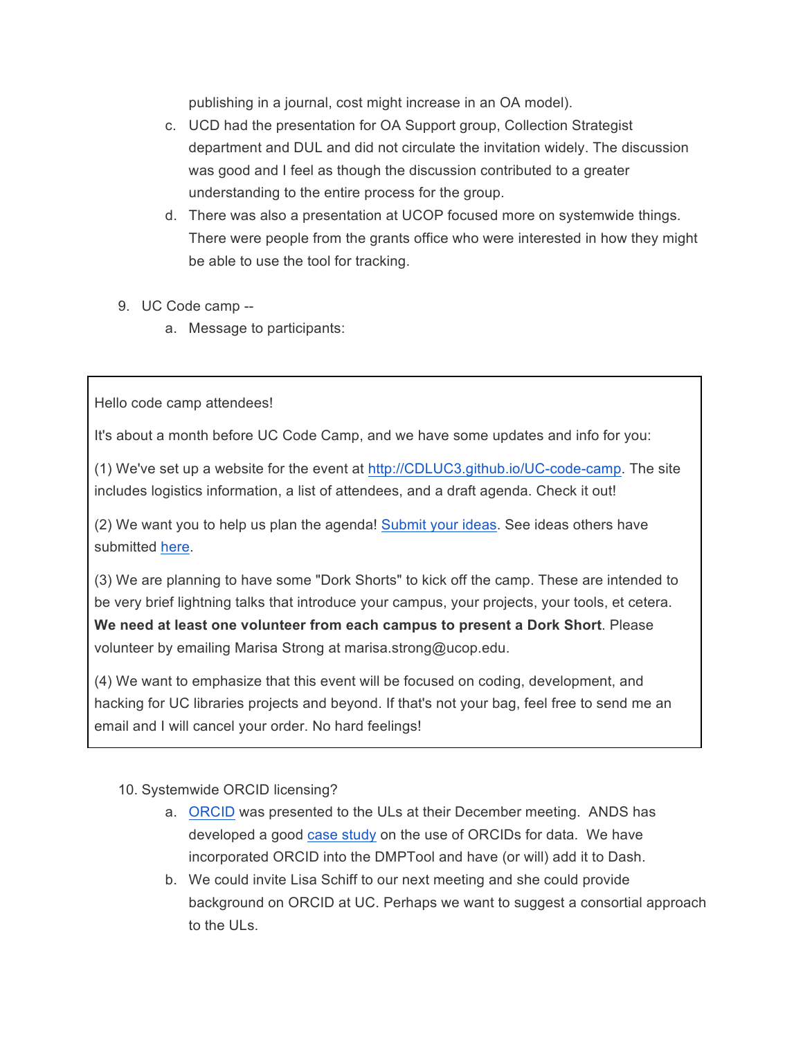publishing in a journal, cost might increase in an OA model).

c. UCD had the presentation for OA Support group, Collection Strategist department and DUL and did not circulate the invitation widely. The discussion was good and I feel as though the discussion contributed to a greater understanding to the entire process for the group.

d. There was also a presentation at UCOP focused more on systemwide things. There were people from the grants office who were interested in how they might be able to use the tool for tracking.

9. UC Code camp --
   a. Message to participants:

> Hello code camp attendees!
>
> It's about a month before UC Code Camp, and we have some updates and info for you:
>
> (1) We've set up a website for the event at [http://CDLUC3.github.io/UC-code-camp](http://CDLUC3.github.io/UC-code-camp). The site includes logistics information, a list of attendees, and a draft agenda. Check it out!
>
> (2) We want you to help us plan the agenda! [Submit your ideas](). See ideas others have submitted [here]().
>
> (3) We are planning to have some "Dork Shorts" to kick off the camp. These are intended to be very brief lightning talks that introduce your campus, your projects, your tools, et cetera. **We need at least one volunteer from each campus to present a Dork Short**. Please volunteer by emailing Marisa Strong at marisa.strong@ucop.edu.
>
> (4) We want to emphasize that this event will be focused on coding, development, and hacking for UC libraries projects and beyond. If that's not your bag, feel free to send me an email and I will cancel your order. No hard feelings!

10. Systemwide ORCID licensing?
   a. [ORCID]() was presented to the ULs at their December meeting. ANDS has developed a good [case study]() on the use of ORCIDs for data. We have incorporated ORCID into the DMPTool and have (or will) add it to Dash.
   b. We could invite Lisa Schiff to our next meeting and she could provide background on ORCID at UC. Perhaps we want to suggest a consortial approach to the ULs.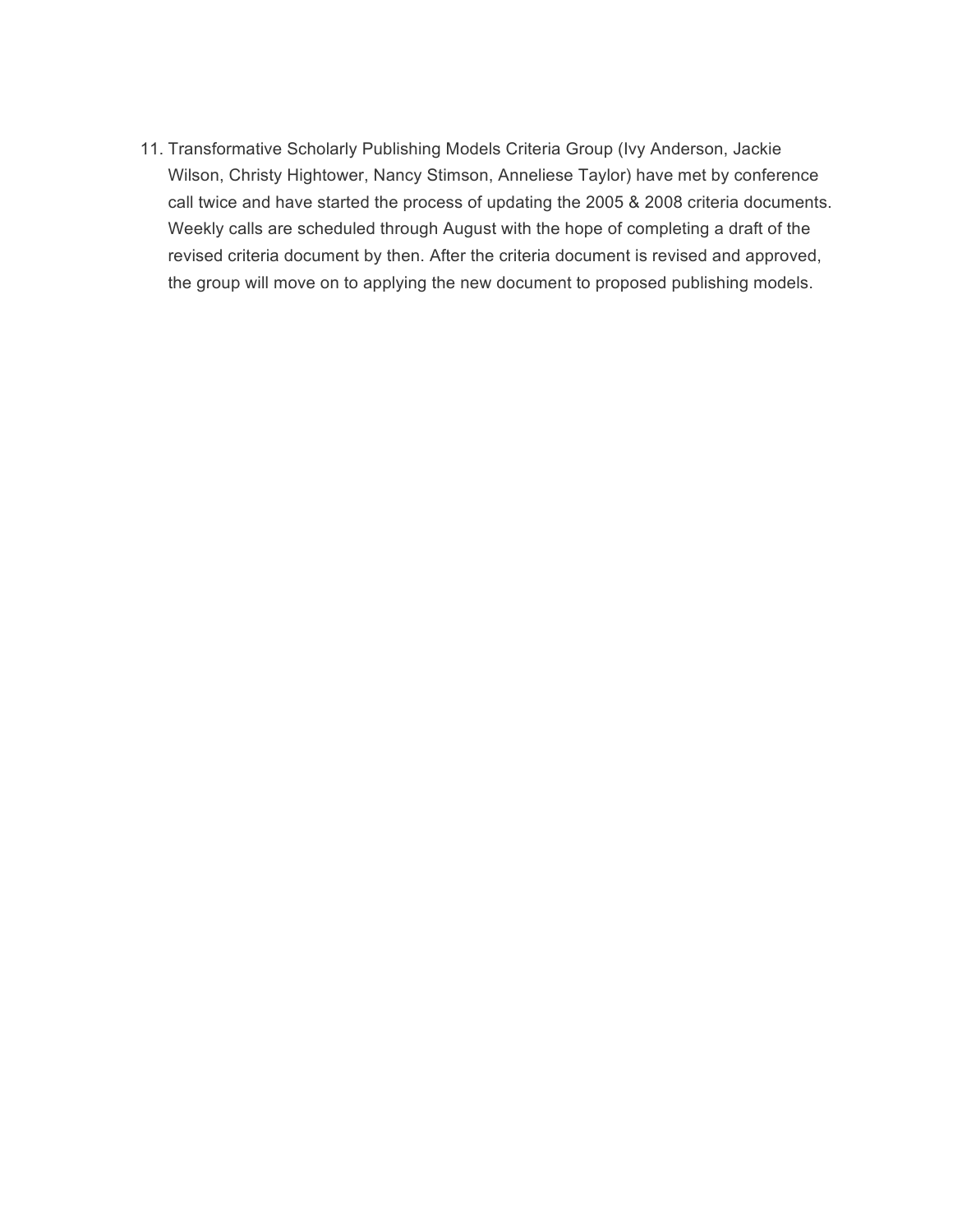11. Transformative Scholarly Publishing Models Criteria Group (Ivy Anderson, Jackie Wilson, Christy Hightower, Nancy Stimson, Anneliese Taylor) have met by conference call twice and have started the process of updating the 2005 & 2008 criteria documents. Weekly calls are scheduled through August with the hope of completing a draft of the revised criteria document by then. After the criteria document is revised and approved, the group will move on to applying the new document to proposed publishing models.